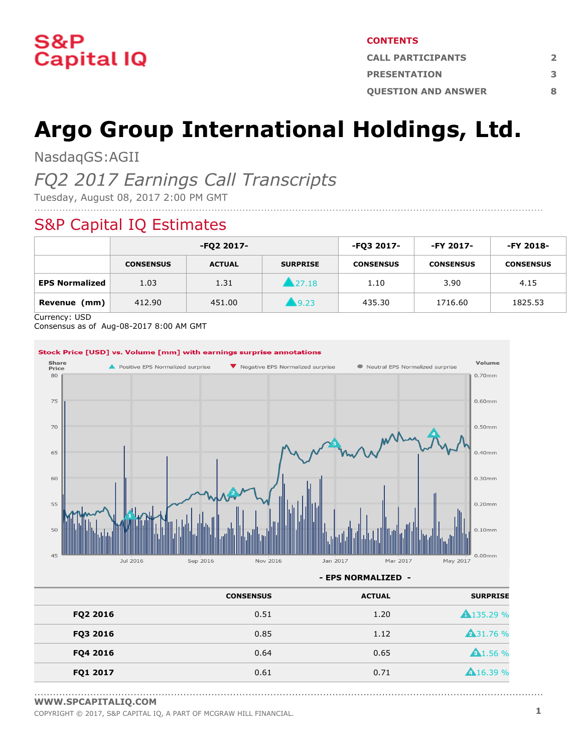S&P Capital IQ

**CONTENTS**

| | |
|---|---|
| CALL PARTICIPANTS | 2 |
| PRESENTATION | 3 |
| QUESTION AND ANSWER | 8 |

# Argo Group International Holdings, Ltd.

NasdaqGS:AGII

*FQ2 2017 Earnings Call Transcripts*

Tuesday, August 08, 2017 2:00 PM GMT

## S&P Capital IQ Estimates

| | -FQ2 2017- | | | -FQ3 2017- | -FY 2017- | -FY 2018- |
|---|---|---|---|---|---|---|
| | CONSENSUS | ACTUAL | SURPRISE | CONSENSUS | CONSENSUS | CONSENSUS |
| **EPS Normalized** | 1.03 | 1.31 | ▲27.18 | 1.10 | 3.90 | 4.15 |
| **Revenue (mm)** | 412.90 | 451.00 | ▲9.23 | 435.30 | 1716.60 | 1825.53 |

Currency: USD
Consensus as of Aug-08-2017 8:00 AM GMT

**Stock Price [USD] vs. Volume [mm] with earnings surprise annotations**

**- EPS NORMALIZED -**

| | CONSENSUS | ACTUAL | SURPRISE |
|---|---|---|---|
| **FQ2 2016** | 0.51 | 1.20 | ▲135.29 % |
| **FQ3 2016** | 0.85 | 1.12 | ▲31.76 % |
| **FQ4 2016** | 0.64 | 0.65 | ▲1.56 % |
| **FQ1 2017** | 0.61 | 0.71 | ▲16.39 % |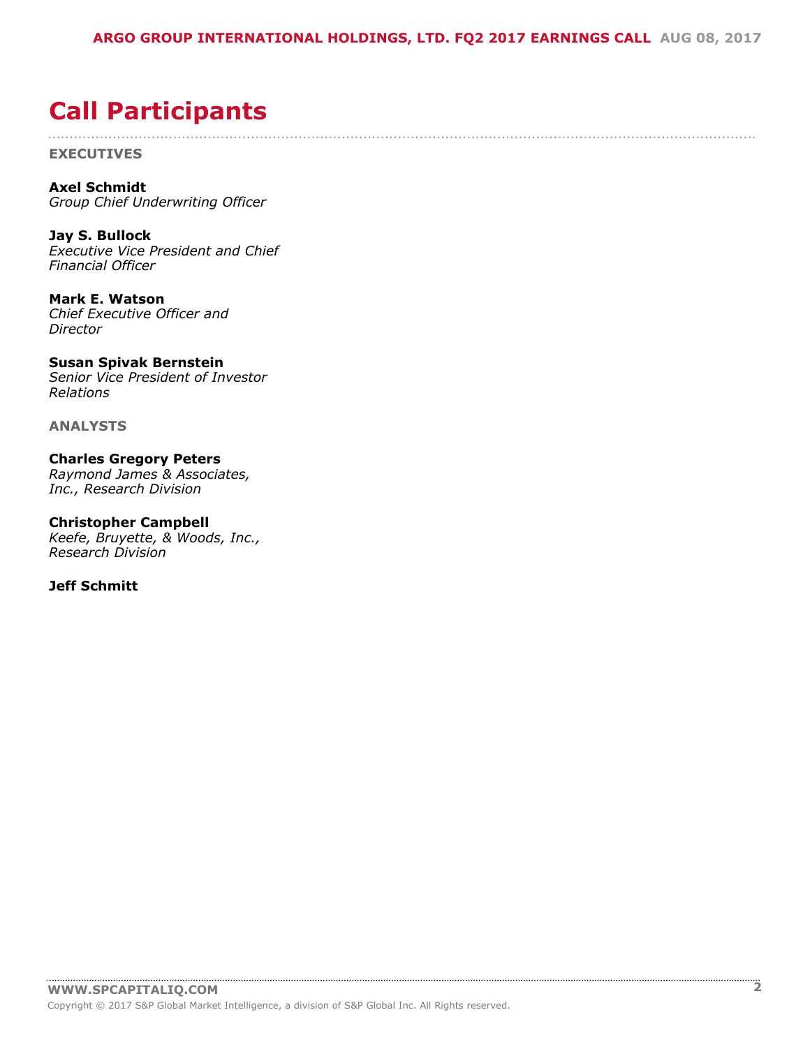# Call Participants

**EXECUTIVES**

**Axel Schmidt**
*Group Chief Underwriting Officer*

**Jay S. Bullock**
*Executive Vice President and Chief Financial Officer*

**Mark E. Watson**
*Chief Executive Officer and Director*

**Susan Spivak Bernstein**
*Senior Vice President of Investor Relations*

**ANALYSTS**

**Charles Gregory Peters**
*Raymond James & Associates, Inc., Research Division*

**Christopher Campbell**
*Keefe, Bruyette, & Woods, Inc., Research Division*

**Jeff Schmitt**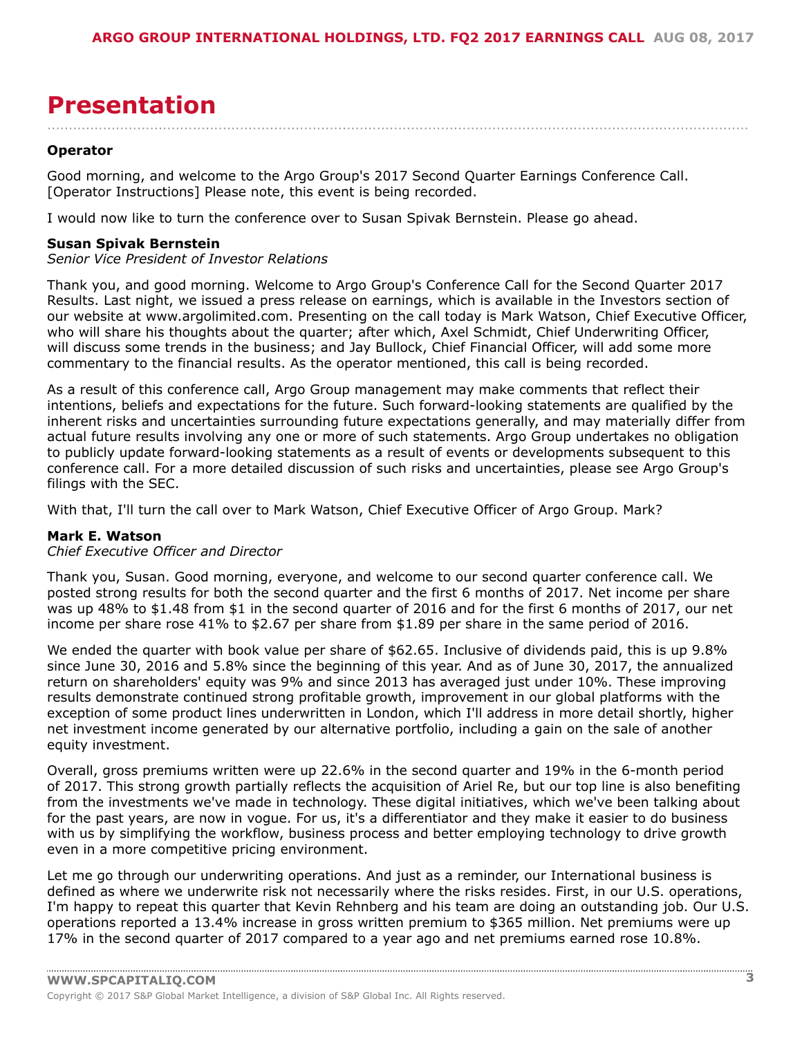# Presentation

**Operator**

Good morning, and welcome to the Argo Group's 2017 Second Quarter Earnings Conference Call. [Operator Instructions] Please note, this event is being recorded.

I would now like to turn the conference over to Susan Spivak Bernstein. Please go ahead.

**Susan Spivak Bernstein**
*Senior Vice President of Investor Relations*

Thank you, and good morning. Welcome to Argo Group's Conference Call for the Second Quarter 2017 Results. Last night, we issued a press release on earnings, which is available in the Investors section of our website at www.argolimited.com. Presenting on the call today is Mark Watson, Chief Executive Officer, who will share his thoughts about the quarter; after which, Axel Schmidt, Chief Underwriting Officer, will discuss some trends in the business; and Jay Bullock, Chief Financial Officer, will add some more commentary to the financial results. As the operator mentioned, this call is being recorded.

As a result of this conference call, Argo Group management may make comments that reflect their intentions, beliefs and expectations for the future. Such forward-looking statements are qualified by the inherent risks and uncertainties surrounding future expectations generally, and may materially differ from actual future results involving any one or more of such statements. Argo Group undertakes no obligation to publicly update forward-looking statements as a result of events or developments subsequent to this conference call. For a more detailed discussion of such risks and uncertainties, please see Argo Group's filings with the SEC.

With that, I'll turn the call over to Mark Watson, Chief Executive Officer of Argo Group. Mark?

**Mark E. Watson**
*Chief Executive Officer and Director*

Thank you, Susan. Good morning, everyone, and welcome to our second quarter conference call. We posted strong results for both the second quarter and the first 6 months of 2017. Net income per share was up 48% to $1.48 from $1 in the second quarter of 2016 and for the first 6 months of 2017, our net income per share rose 41% to $2.67 per share from $1.89 per share in the same period of 2016.

We ended the quarter with book value per share of $62.65. Inclusive of dividends paid, this is up 9.8% since June 30, 2016 and 5.8% since the beginning of this year. And as of June 30, 2017, the annualized return on shareholders' equity was 9% and since 2013 has averaged just under 10%. These improving results demonstrate continued strong profitable growth, improvement in our global platforms with the exception of some product lines underwritten in London, which I'll address in more detail shortly, higher net investment income generated by our alternative portfolio, including a gain on the sale of another equity investment.

Overall, gross premiums written were up 22.6% in the second quarter and 19% in the 6-month period of 2017. This strong growth partially reflects the acquisition of Ariel Re, but our top line is also benefiting from the investments we've made in technology. These digital initiatives, which we've been talking about for the past years, are now in vogue. For us, it's a differentiator and they make it easier to do business with us by simplifying the workflow, business process and better employing technology to drive growth even in a more competitive pricing environment.

Let me go through our underwriting operations. And just as a reminder, our International business is defined as where we underwrite risk not necessarily where the risks resides. First, in our U.S. operations, I'm happy to repeat this quarter that Kevin Rehnberg and his team are doing an outstanding job. Our U.S. operations reported a 13.4% increase in gross written premium to $365 million. Net premiums were up 17% in the second quarter of 2017 compared to a year ago and net premiums earned rose 10.8%.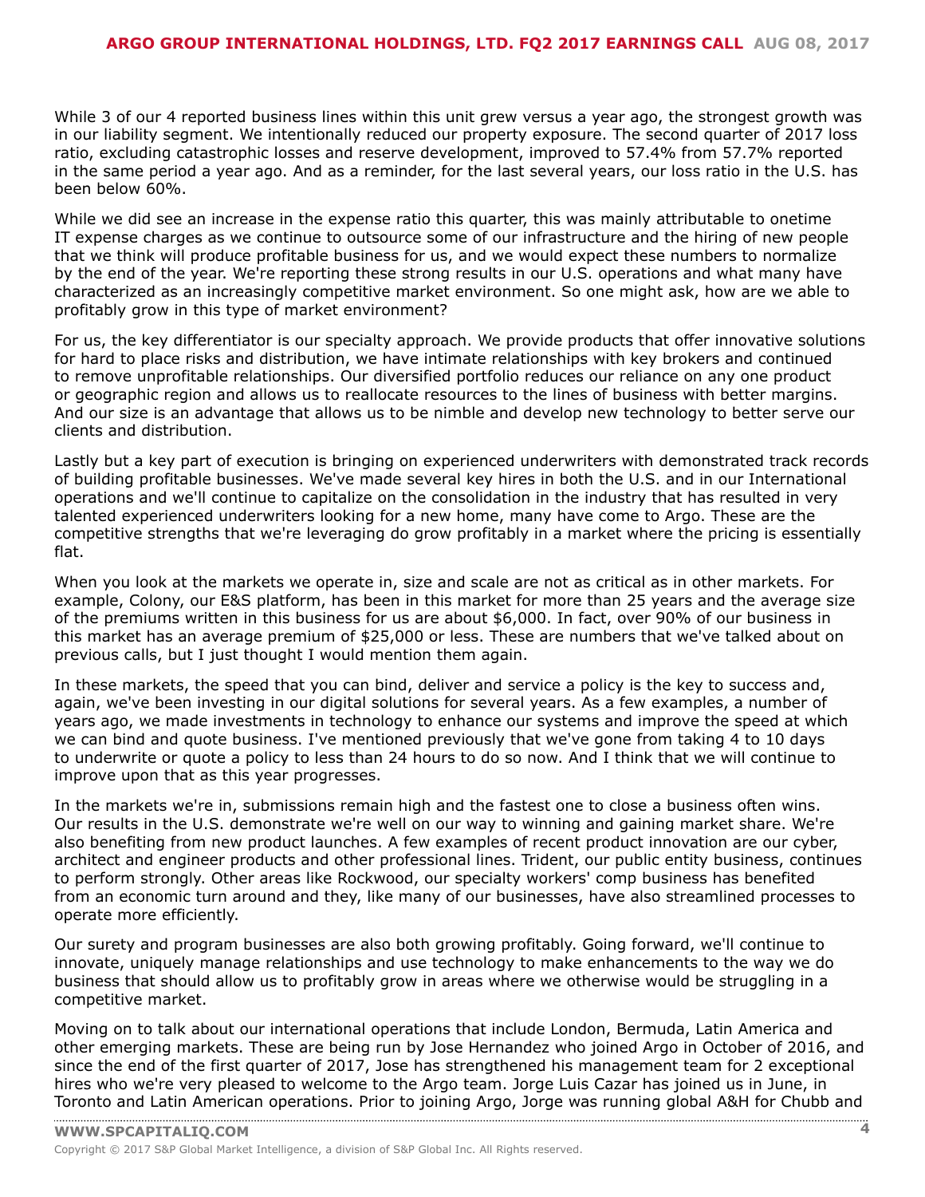While 3 of our 4 reported business lines within this unit grew versus a year ago, the strongest growth was in our liability segment. We intentionally reduced our property exposure. The second quarter of 2017 loss ratio, excluding catastrophic losses and reserve development, improved to 57.4% from 57.7% reported in the same period a year ago. And as a reminder, for the last several years, our loss ratio in the U.S. has been below 60%.

While we did see an increase in the expense ratio this quarter, this was mainly attributable to onetime IT expense charges as we continue to outsource some of our infrastructure and the hiring of new people that we think will produce profitable business for us, and we would expect these numbers to normalize by the end of the year. We're reporting these strong results in our U.S. operations and what many have characterized as an increasingly competitive market environment. So one might ask, how are we able to profitably grow in this type of market environment?

For us, the key differentiator is our specialty approach. We provide products that offer innovative solutions for hard to place risks and distribution, we have intimate relationships with key brokers and continued to remove unprofitable relationships. Our diversified portfolio reduces our reliance on any one product or geographic region and allows us to reallocate resources to the lines of business with better margins. And our size is an advantage that allows us to be nimble and develop new technology to better serve our clients and distribution.

Lastly but a key part of execution is bringing on experienced underwriters with demonstrated track records of building profitable businesses. We've made several key hires in both the U.S. and in our International operations and we'll continue to capitalize on the consolidation in the industry that has resulted in very talented experienced underwriters looking for a new home, many have come to Argo. These are the competitive strengths that we're leveraging do grow profitably in a market where the pricing is essentially flat.

When you look at the markets we operate in, size and scale are not as critical as in other markets. For example, Colony, our E&S platform, has been in this market for more than 25 years and the average size of the premiums written in this business for us are about $6,000. In fact, over 90% of our business in this market has an average premium of $25,000 or less. These are numbers that we've talked about on previous calls, but I just thought I would mention them again.

In these markets, the speed that you can bind, deliver and service a policy is the key to success and, again, we've been investing in our digital solutions for several years. As a few examples, a number of years ago, we made investments in technology to enhance our systems and improve the speed at which we can bind and quote business. I've mentioned previously that we've gone from taking 4 to 10 days to underwrite or quote a policy to less than 24 hours to do so now. And I think that we will continue to improve upon that as this year progresses.

In the markets we're in, submissions remain high and the fastest one to close a business often wins. Our results in the U.S. demonstrate we're well on our way to winning and gaining market share. We're also benefiting from new product launches. A few examples of recent product innovation are our cyber, architect and engineer products and other professional lines. Trident, our public entity business, continues to perform strongly. Other areas like Rockwood, our specialty workers' comp business has benefited from an economic turn around and they, like many of our businesses, have also streamlined processes to operate more efficiently.

Our surety and program businesses are also both growing profitably. Going forward, we'll continue to innovate, uniquely manage relationships and use technology to make enhancements to the way we do business that should allow us to profitably grow in areas where we otherwise would be struggling in a competitive market.

Moving on to talk about our international operations that include London, Bermuda, Latin America and other emerging markets. These are being run by Jose Hernandez who joined Argo in October of 2016, and since the end of the first quarter of 2017, Jose has strengthened his management team for 2 exceptional hires who we're very pleased to welcome to the Argo team. Jorge Luis Cazar has joined us in June, in Toronto and Latin American operations. Prior to joining Argo, Jorge was running global A&H for Chubb and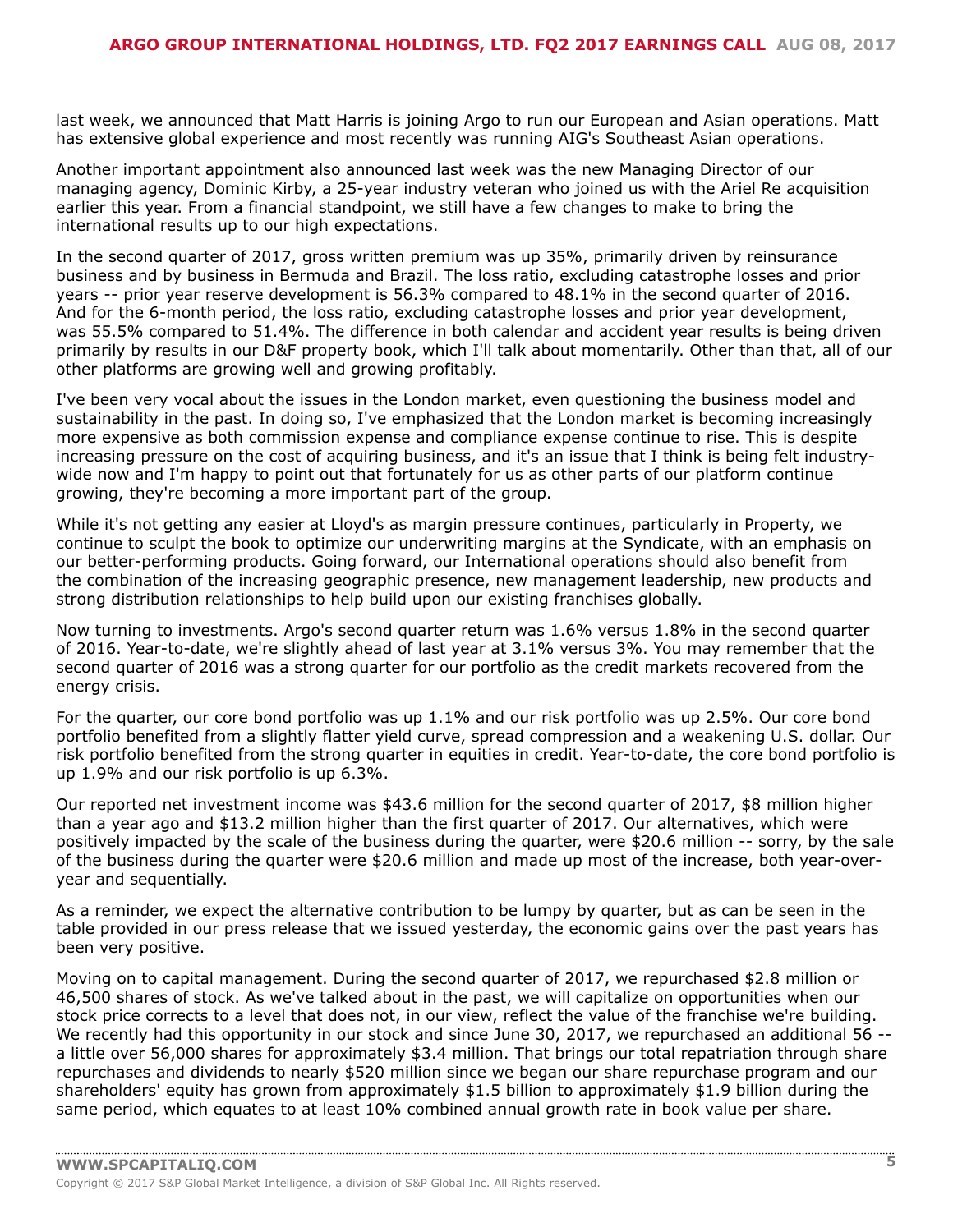last week, we announced that Matt Harris is joining Argo to run our European and Asian operations. Matt has extensive global experience and most recently was running AIG's Southeast Asian operations.

Another important appointment also announced last week was the new Managing Director of our managing agency, Dominic Kirby, a 25-year industry veteran who joined us with the Ariel Re acquisition earlier this year. From a financial standpoint, we still have a few changes to make to bring the international results up to our high expectations.

In the second quarter of 2017, gross written premium was up 35%, primarily driven by reinsurance business and by business in Bermuda and Brazil. The loss ratio, excluding catastrophe losses and prior years -- prior year reserve development is 56.3% compared to 48.1% in the second quarter of 2016. And for the 6-month period, the loss ratio, excluding catastrophe losses and prior year development, was 55.5% compared to 51.4%. The difference in both calendar and accident year results is being driven primarily by results in our D&F property book, which I'll talk about momentarily. Other than that, all of our other platforms are growing well and growing profitably.

I've been very vocal about the issues in the London market, even questioning the business model and sustainability in the past. In doing so, I've emphasized that the London market is becoming increasingly more expensive as both commission expense and compliance expense continue to rise. This is despite increasing pressure on the cost of acquiring business, and it's an issue that I think is being felt industry-wide now and I'm happy to point out that fortunately for us as other parts of our platform continue growing, they're becoming a more important part of the group.

While it's not getting any easier at Lloyd's as margin pressure continues, particularly in Property, we continue to sculpt the book to optimize our underwriting margins at the Syndicate, with an emphasis on our better-performing products. Going forward, our International operations should also benefit from the combination of the increasing geographic presence, new management leadership, new products and strong distribution relationships to help build upon our existing franchises globally.

Now turning to investments. Argo's second quarter return was 1.6% versus 1.8% in the second quarter of 2016. Year-to-date, we're slightly ahead of last year at 3.1% versus 3%. You may remember that the second quarter of 2016 was a strong quarter for our portfolio as the credit markets recovered from the energy crisis.

For the quarter, our core bond portfolio was up 1.1% and our risk portfolio was up 2.5%. Our core bond portfolio benefited from a slightly flatter yield curve, spread compression and a weakening U.S. dollar. Our risk portfolio benefited from the strong quarter in equities in credit. Year-to-date, the core bond portfolio is up 1.9% and our risk portfolio is up 6.3%.

Our reported net investment income was $43.6 million for the second quarter of 2017, $8 million higher than a year ago and $13.2 million higher than the first quarter of 2017. Our alternatives, which were positively impacted by the scale of the business during the quarter, were $20.6 million -- sorry, by the sale of the business during the quarter were $20.6 million and made up most of the increase, both year-over-year and sequentially.

As a reminder, we expect the alternative contribution to be lumpy by quarter, but as can be seen in the table provided in our press release that we issued yesterday, the economic gains over the past years has been very positive.

Moving on to capital management. During the second quarter of 2017, we repurchased $2.8 million or 46,500 shares of stock. As we've talked about in the past, we will capitalize on opportunities when our stock price corrects to a level that does not, in our view, reflect the value of the franchise we're building. We recently had this opportunity in our stock and since June 30, 2017, we repurchased an additional 56 -- a little over 56,000 shares for approximately $3.4 million. That brings our total repatriation through share repurchases and dividends to nearly $520 million since we began our share repurchase program and our shareholders' equity has grown from approximately $1.5 billion to approximately $1.9 billion during the same period, which equates to at least 10% combined annual growth rate in book value per share.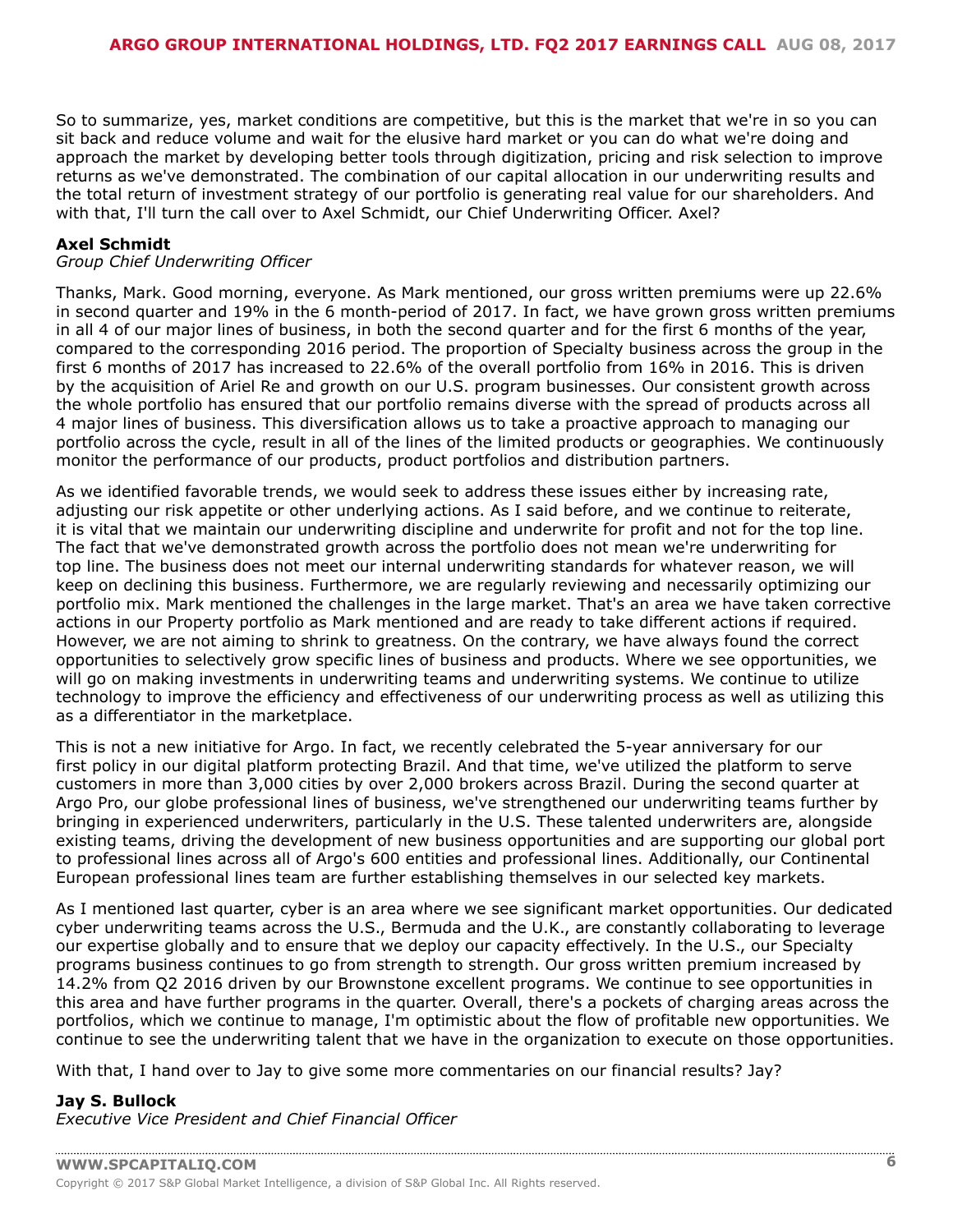So to summarize, yes, market conditions are competitive, but this is the market that we're in so you can sit back and reduce volume and wait for the elusive hard market or you can do what we're doing and approach the market by developing better tools through digitization, pricing and risk selection to improve returns as we've demonstrated. The combination of our capital allocation in our underwriting results and the total return of investment strategy of our portfolio is generating real value for our shareholders. And with that, I'll turn the call over to Axel Schmidt, our Chief Underwriting Officer. Axel?

**Axel Schmidt**
*Group Chief Underwriting Officer*

Thanks, Mark. Good morning, everyone. As Mark mentioned, our gross written premiums were up 22.6% in second quarter and 19% in the 6 month-period of 2017. In fact, we have grown gross written premiums in all 4 of our major lines of business, in both the second quarter and for the first 6 months of the year, compared to the corresponding 2016 period. The proportion of Specialty business across the group in the first 6 months of 2017 has increased to 22.6% of the overall portfolio from 16% in 2016. This is driven by the acquisition of Ariel Re and growth on our U.S. program businesses. Our consistent growth across the whole portfolio has ensured that our portfolio remains diverse with the spread of products across all 4 major lines of business. This diversification allows us to take a proactive approach to managing our portfolio across the cycle, result in all of the lines of the limited products or geographies. We continuously monitor the performance of our products, product portfolios and distribution partners.

As we identified favorable trends, we would seek to address these issues either by increasing rate, adjusting our risk appetite or other underlying actions. As I said before, and we continue to reiterate, it is vital that we maintain our underwriting discipline and underwrite for profit and not for the top line. The fact that we've demonstrated growth across the portfolio does not mean we're underwriting for top line. The business does not meet our internal underwriting standards for whatever reason, we will keep on declining this business. Furthermore, we are regularly reviewing and necessarily optimizing our portfolio mix. Mark mentioned the challenges in the large market. That's an area we have taken corrective actions in our Property portfolio as Mark mentioned and are ready to take different actions if required. However, we are not aiming to shrink to greatness. On the contrary, we have always found the correct opportunities to selectively grow specific lines of business and products. Where we see opportunities, we will go on making investments in underwriting teams and underwriting systems. We continue to utilize technology to improve the efficiency and effectiveness of our underwriting process as well as utilizing this as a differentiator in the marketplace.

This is not a new initiative for Argo. In fact, we recently celebrated the 5-year anniversary for our first policy in our digital platform protecting Brazil. And that time, we've utilized the platform to serve customers in more than 3,000 cities by over 2,000 brokers across Brazil. During the second quarter at Argo Pro, our globe professional lines of business, we've strengthened our underwriting teams further by bringing in experienced underwriters, particularly in the U.S. These talented underwriters are, alongside existing teams, driving the development of new business opportunities and are supporting our global port to professional lines across all of Argo's 600 entities and professional lines. Additionally, our Continental European professional lines team are further establishing themselves in our selected key markets.

As I mentioned last quarter, cyber is an area where we see significant market opportunities. Our dedicated cyber underwriting teams across the U.S., Bermuda and the U.K., are constantly collaborating to leverage our expertise globally and to ensure that we deploy our capacity effectively. In the U.S., our Specialty programs business continues to go from strength to strength. Our gross written premium increased by 14.2% from Q2 2016 driven by our Brownstone excellent programs. We continue to see opportunities in this area and have further programs in the quarter. Overall, there's a pockets of charging areas across the portfolios, which we continue to manage, I'm optimistic about the flow of profitable new opportunities. We continue to see the underwriting talent that we have in the organization to execute on those opportunities.

With that, I hand over to Jay to give some more commentaries on our financial results? Jay?

**Jay S. Bullock**
*Executive Vice President and Chief Financial Officer*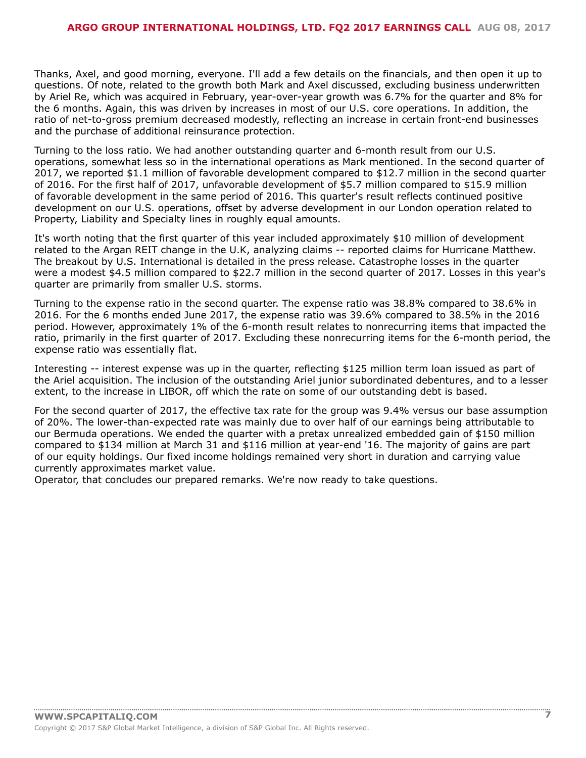Thanks, Axel, and good morning, everyone. I'll add a few details on the financials, and then open it up to questions. Of note, related to the growth both Mark and Axel discussed, excluding business underwritten by Ariel Re, which was acquired in February, year-over-year growth was 6.7% for the quarter and 8% for the 6 months. Again, this was driven by increases in most of our U.S. core operations. In addition, the ratio of net-to-gross premium decreased modestly, reflecting an increase in certain front-end businesses and the purchase of additional reinsurance protection.

Turning to the loss ratio. We had another outstanding quarter and 6-month result from our U.S. operations, somewhat less so in the international operations as Mark mentioned. In the second quarter of 2017, we reported $1.1 million of favorable development compared to $12.7 million in the second quarter of 2016. For the first half of 2017, unfavorable development of $5.7 million compared to $15.9 million of favorable development in the same period of 2016. This quarter's result reflects continued positive development on our U.S. operations, offset by adverse development in our London operation related to Property, Liability and Specialty lines in roughly equal amounts.

It's worth noting that the first quarter of this year included approximately $10 million of development related to the Argan REIT change in the U.K, analyzing claims -- reported claims for Hurricane Matthew. The breakout by U.S. International is detailed in the press release. Catastrophe losses in the quarter were a modest $4.5 million compared to $22.7 million in the second quarter of 2017. Losses in this year's quarter are primarily from smaller U.S. storms.

Turning to the expense ratio in the second quarter. The expense ratio was 38.8% compared to 38.6% in 2016. For the 6 months ended June 2017, the expense ratio was 39.6% compared to 38.5% in the 2016 period. However, approximately 1% of the 6-month result relates to nonrecurring items that impacted the ratio, primarily in the first quarter of 2017. Excluding these nonrecurring items for the 6-month period, the expense ratio was essentially flat.

Interesting -- interest expense was up in the quarter, reflecting $125 million term loan issued as part of the Ariel acquisition. The inclusion of the outstanding Ariel junior subordinated debentures, and to a lesser extent, to the increase in LIBOR, off which the rate on some of our outstanding debt is based.

For the second quarter of 2017, the effective tax rate for the group was 9.4% versus our base assumption of 20%. The lower-than-expected rate was mainly due to over half of our earnings being attributable to our Bermuda operations. We ended the quarter with a pretax unrealized embedded gain of $150 million compared to $134 million at March 31 and $116 million at year-end '16. The majority of gains are part of our equity holdings. Our fixed income holdings remained very short in duration and carrying value currently approximates market value.

Operator, that concludes our prepared remarks. We're now ready to take questions.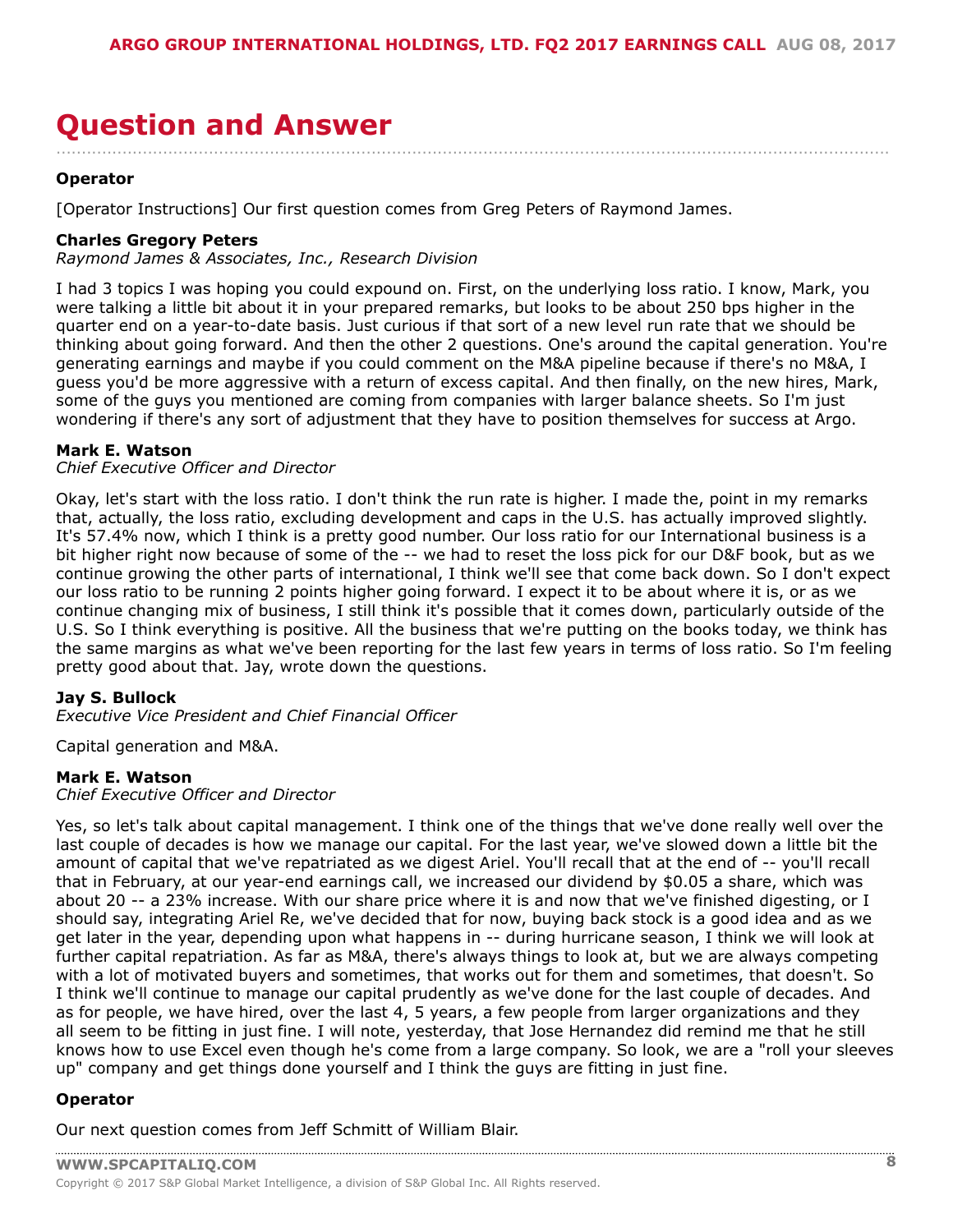# Question and Answer

**Operator**

[Operator Instructions] Our first question comes from Greg Peters of Raymond James.

**Charles Gregory Peters**
*Raymond James & Associates, Inc., Research Division*

I had 3 topics I was hoping you could expound on. First, on the underlying loss ratio. I know, Mark, you were talking a little bit about it in your prepared remarks, but looks to be about 250 bps higher in the quarter end on a year-to-date basis. Just curious if that sort of a new level run rate that we should be thinking about going forward. And then the other 2 questions. One's around the capital generation. You're generating earnings and maybe if you could comment on the M&A pipeline because if there's no M&A, I guess you'd be more aggressive with a return of excess capital. And then finally, on the new hires, Mark, some of the guys you mentioned are coming from companies with larger balance sheets. So I'm just wondering if there's any sort of adjustment that they have to position themselves for success at Argo.

**Mark E. Watson**
*Chief Executive Officer and Director*

Okay, let's start with the loss ratio. I don't think the run rate is higher. I made the, point in my remarks that, actually, the loss ratio, excluding development and caps in the U.S. has actually improved slightly. It's 57.4% now, which I think is a pretty good number. Our loss ratio for our International business is a bit higher right now because of some of the -- we had to reset the loss pick for our D&F book, but as we continue growing the other parts of international, I think we'll see that come back down. So I don't expect our loss ratio to be running 2 points higher going forward. I expect it to be about where it is, or as we continue changing mix of business, I still think it's possible that it comes down, particularly outside of the U.S. So I think everything is positive. All the business that we're putting on the books today, we think has the same margins as what we've been reporting for the last few years in terms of loss ratio. So I'm feeling pretty good about that. Jay, wrote down the questions.

**Jay S. Bullock**
*Executive Vice President and Chief Financial Officer*

Capital generation and M&A.

**Mark E. Watson**
*Chief Executive Officer and Director*

Yes, so let's talk about capital management. I think one of the things that we've done really well over the last couple of decades is how we manage our capital. For the last year, we've slowed down a little bit the amount of capital that we've repatriated as we digest Ariel. You'll recall that at the end of -- you'll recall that in February, at our year-end earnings call, we increased our dividend by $0.05 a share, which was about 20 -- a 23% increase. With our share price where it is and now that we've finished digesting, or I should say, integrating Ariel Re, we've decided that for now, buying back stock is a good idea and as we get later in the year, depending upon what happens in -- during hurricane season, I think we will look at further capital repatriation. As far as M&A, there's always things to look at, but we are always competing with a lot of motivated buyers and sometimes, that works out for them and sometimes, that doesn't. So I think we'll continue to manage our capital prudently as we've done for the last couple of decades. And as for people, we have hired, over the last 4, 5 years, a few people from larger organizations and they all seem to be fitting in just fine. I will note, yesterday, that Jose Hernandez did remind me that he still knows how to use Excel even though he's come from a large company. So look, we are a "roll your sleeves up" company and get things done yourself and I think the guys are fitting in just fine.

**Operator**

Our next question comes from Jeff Schmitt of William Blair.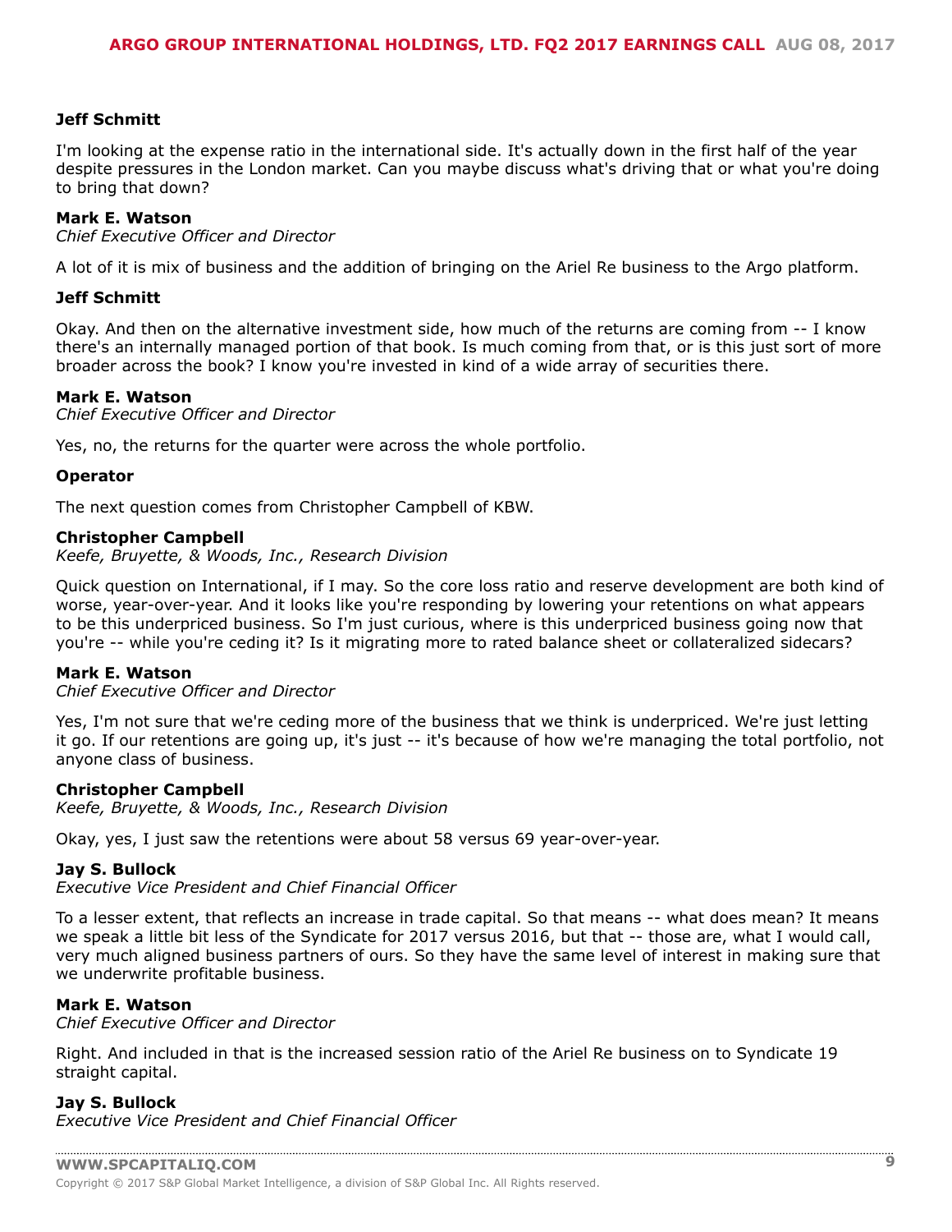**Jeff Schmitt**

I'm looking at the expense ratio in the international side. It's actually down in the first half of the year despite pressures in the London market. Can you maybe discuss what's driving that or what you're doing to bring that down?

**Mark E. Watson**
*Chief Executive Officer and Director*

A lot of it is mix of business and the addition of bringing on the Ariel Re business to the Argo platform.

**Jeff Schmitt**

Okay. And then on the alternative investment side, how much of the returns are coming from -- I know there's an internally managed portion of that book. Is much coming from that, or is this just sort of more broader across the book? I know you're invested in kind of a wide array of securities there.

**Mark E. Watson**
*Chief Executive Officer and Director*

Yes, no, the returns for the quarter were across the whole portfolio.

**Operator**

The next question comes from Christopher Campbell of KBW.

**Christopher Campbell**
*Keefe, Bruyette, & Woods, Inc., Research Division*

Quick question on International, if I may. So the core loss ratio and reserve development are both kind of worse, year-over-year. And it looks like you're responding by lowering your retentions on what appears to be this underpriced business. So I'm just curious, where is this underpriced business going now that you're -- while you're ceding it? Is it migrating more to rated balance sheet or collateralized sidecars?

**Mark E. Watson**
*Chief Executive Officer and Director*

Yes, I'm not sure that we're ceding more of the business that we think is underpriced. We're just letting it go. If our retentions are going up, it's just -- it's because of how we're managing the total portfolio, not anyone class of business.

**Christopher Campbell**
*Keefe, Bruyette, & Woods, Inc., Research Division*

Okay, yes, I just saw the retentions were about 58 versus 69 year-over-year.

**Jay S. Bullock**
*Executive Vice President and Chief Financial Officer*

To a lesser extent, that reflects an increase in trade capital. So that means -- what does mean? It means we speak a little bit less of the Syndicate for 2017 versus 2016, but that -- those are, what I would call, very much aligned business partners of ours. So they have the same level of interest in making sure that we underwrite profitable business.

**Mark E. Watson**
*Chief Executive Officer and Director*

Right. And included in that is the increased session ratio of the Ariel Re business on to Syndicate 19 straight capital.

**Jay S. Bullock**
*Executive Vice President and Chief Financial Officer*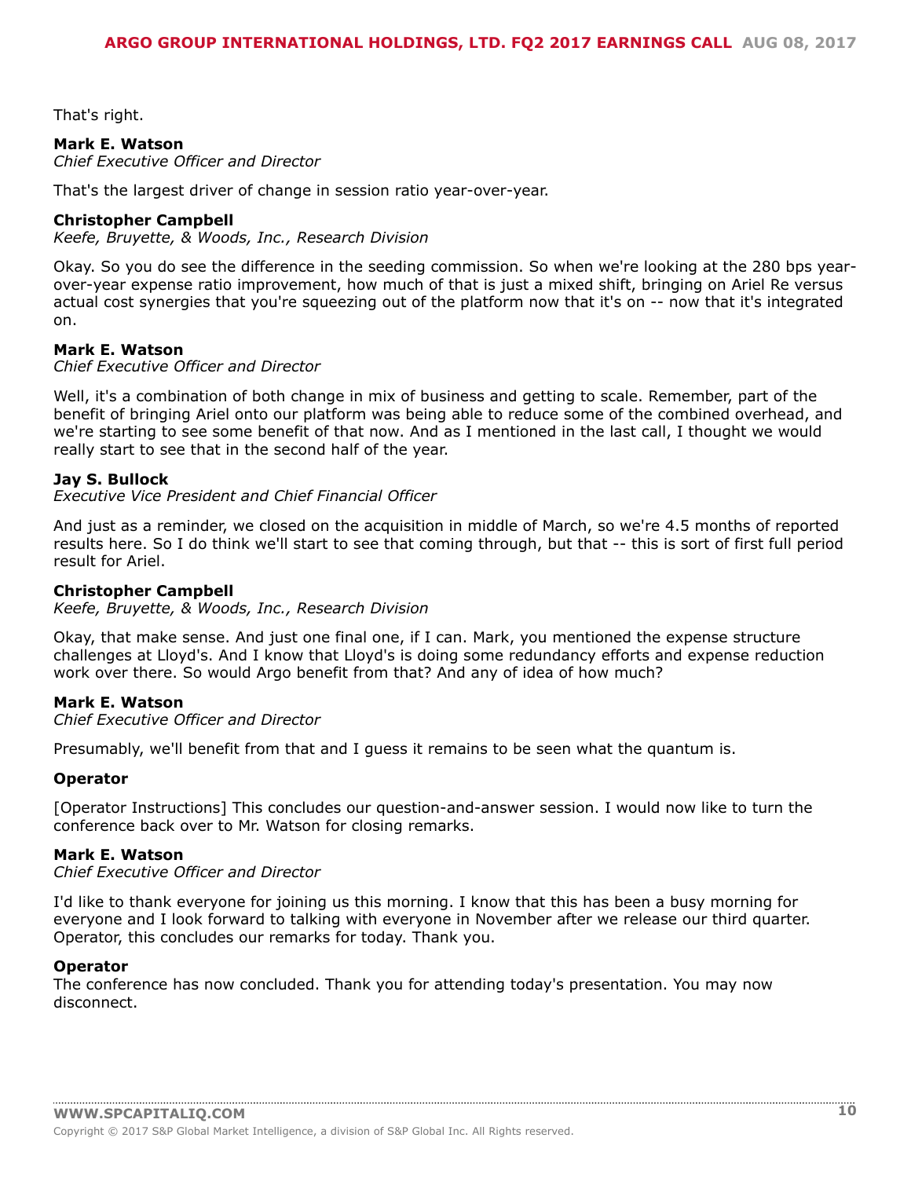That's right.

**Mark E. Watson**
*Chief Executive Officer and Director*

That's the largest driver of change in session ratio year-over-year.

**Christopher Campbell**
*Keefe, Bruyette, & Woods, Inc., Research Division*

Okay. So you do see the difference in the seeding commission. So when we're looking at the 280 bps year-over-year expense ratio improvement, how much of that is just a mixed shift, bringing on Ariel Re versus actual cost synergies that you're squeezing out of the platform now that it's on -- now that it's integrated on.

**Mark E. Watson**
*Chief Executive Officer and Director*

Well, it's a combination of both change in mix of business and getting to scale. Remember, part of the benefit of bringing Ariel onto our platform was being able to reduce some of the combined overhead, and we're starting to see some benefit of that now. And as I mentioned in the last call, I thought we would really start to see that in the second half of the year.

**Jay S. Bullock**
*Executive Vice President and Chief Financial Officer*

And just as a reminder, we closed on the acquisition in middle of March, so we're 4.5 months of reported results here. So I do think we'll start to see that coming through, but that -- this is sort of first full period result for Ariel.

**Christopher Campbell**
*Keefe, Bruyette, & Woods, Inc., Research Division*

Okay, that make sense. And just one final one, if I can. Mark, you mentioned the expense structure challenges at Lloyd's. And I know that Lloyd's is doing some redundancy efforts and expense reduction work over there. So would Argo benefit from that? And any of idea of how much?

**Mark E. Watson**
*Chief Executive Officer and Director*

Presumably, we'll benefit from that and I guess it remains to be seen what the quantum is.

**Operator**

[Operator Instructions] This concludes our question-and-answer session. I would now like to turn the conference back over to Mr. Watson for closing remarks.

**Mark E. Watson**
*Chief Executive Officer and Director*

I'd like to thank everyone for joining us this morning. I know that this has been a busy morning for everyone and I look forward to talking with everyone in November after we release our third quarter. Operator, this concludes our remarks for today. Thank you.

**Operator**

The conference has now concluded. Thank you for attending today's presentation. You may now disconnect.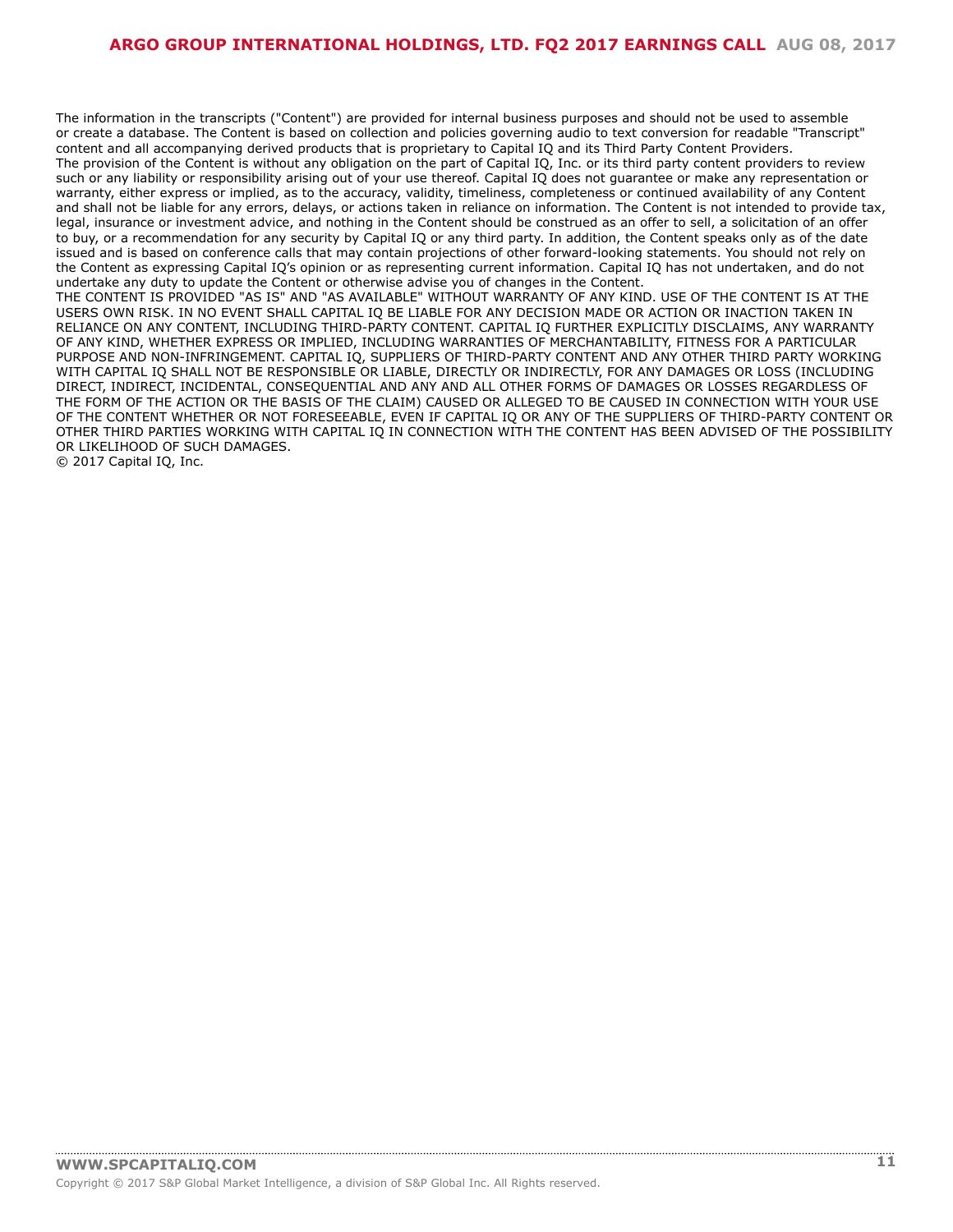The information in the transcripts ("Content") are provided for internal business purposes and should not be used to assemble or create a database. The Content is based on collection and policies governing audio to text conversion for readable "Transcript" content and all accompanying derived products that is proprietary to Capital IQ and its Third Party Content Providers.
The provision of the Content is without any obligation on the part of Capital IQ, Inc. or its third party content providers to review such or any liability or responsibility arising out of your use thereof. Capital IQ does not guarantee or make any representation or warranty, either express or implied, as to the accuracy, validity, timeliness, completeness or continued availability of any Content and shall not be liable for any errors, delays, or actions taken in reliance on information. The Content is not intended to provide tax, legal, insurance or investment advice, and nothing in the Content should be construed as an offer to sell, a solicitation of an offer to buy, or a recommendation for any security by Capital IQ or any third party. In addition, the Content speaks only as of the date issued and is based on conference calls that may contain projections of other forward-looking statements. You should not rely on the Content as expressing Capital IQ's opinion or as representing current information. Capital IQ has not undertaken, and do not undertake any duty to update the Content or otherwise advise you of changes in the Content.
THE CONTENT IS PROVIDED "AS IS" AND "AS AVAILABLE" WITHOUT WARRANTY OF ANY KIND. USE OF THE CONTENT IS AT THE USERS OWN RISK. IN NO EVENT SHALL CAPITAL IQ BE LIABLE FOR ANY DECISION MADE OR ACTION OR INACTION TAKEN IN RELIANCE ON ANY CONTENT, INCLUDING THIRD-PARTY CONTENT. CAPITAL IQ FURTHER EXPLICITLY DISCLAIMS, ANY WARRANTY OF ANY KIND, WHETHER EXPRESS OR IMPLIED, INCLUDING WARRANTIES OF MERCHANTABILITY, FITNESS FOR A PARTICULAR PURPOSE AND NON-INFRINGEMENT. CAPITAL IQ, SUPPLIERS OF THIRD-PARTY CONTENT AND ANY OTHER THIRD PARTY WORKING WITH CAPITAL IQ SHALL NOT BE RESPONSIBLE OR LIABLE, DIRECTLY OR INDIRECTLY, FOR ANY DAMAGES OR LOSS (INCLUDING DIRECT, INDIRECT, INCIDENTAL, CONSEQUENTIAL AND ANY AND ALL OTHER FORMS OF DAMAGES OR LOSSES REGARDLESS OF THE FORM OF THE ACTION OR THE BASIS OF THE CLAIM) CAUSED OR ALLEGED TO BE CAUSED IN CONNECTION WITH YOUR USE OF THE CONTENT WHETHER OR NOT FORESEEABLE, EVEN IF CAPITAL IQ OR ANY OF THE SUPPLIERS OF THIRD-PARTY CONTENT OR OTHER THIRD PARTIES WORKING WITH CAPITAL IQ IN CONNECTION WITH THE CONTENT HAS BEEN ADVISED OF THE POSSIBILITY OR LIKELIHOOD OF SUCH DAMAGES.
© 2017 Capital IQ, Inc.